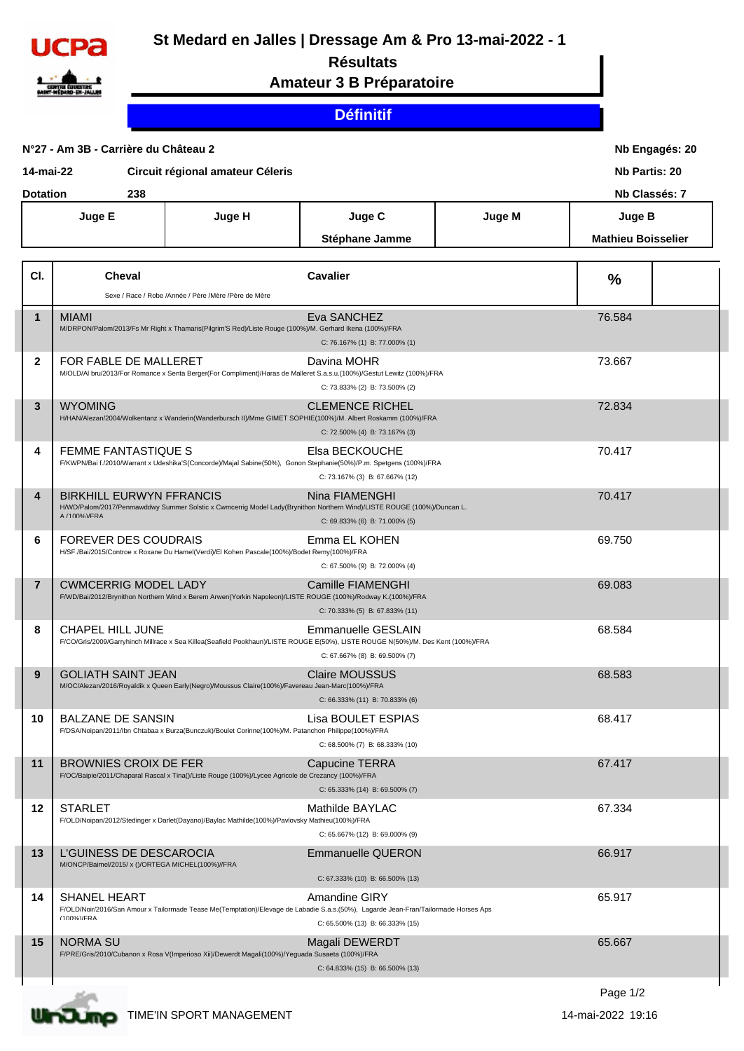# St Medard en Jalles | Dressage Am & Pro 13-mai-2022 - 1

## Résultats

## Amateur 3 B Préparatoire

**Définitif**

**N°27 - Am 3B - Carrière du Château 2** — **Nb Engagés: 20**

**14-mai-22** — **Circuit régional amateur Céleris** — **Nb Partis: 20**

**Dotation** 238 — **Nb Classés: 7**

| Juge E | Juge H | Juge C | Juge M | Juge B |
|---|---|---|---|---|
| | | Stéphane Jamme | | Mathieu Boisselier |

| Cl. | Cheval<br>Sexe / Race / Robe /Année / Père /Mère /Père de Mère | Cavalier | % |
|---|---|---|---|
| 1 | MIAMI<br>M/DRPON/Palom/2013/Fs Mr Right x Thamaris(Pilgrim'S Red)/Liste Rouge (100%)/M. Gerhard Ikena (100%)/FRA | Eva SANCHEZ<br>C: 76.167% (1) B: 77.000% (1) | 76.584 |
| 2 | FOR FABLE DE MALLERET<br>M/OLD/Al bru/2013/For Romance x Senta Berger(For Compliment)/Haras de Malleret S.a.s.u.(100%)/Gestut Lewitz (100%)/FRA | Davina MOHR<br>C: 73.833% (2) B: 73.500% (2) | 73.667 |
| 3 | WYOMING<br>H/HAN/Alezan/2004/Wolkentanz x Wanderin(Wanderbursch II)/Mme GIMET SOPHIE(100%)/M. Albert Roskamm (100%)/FRA | CLEMENCE RICHEL<br>C: 72.500% (4) B: 73.167% (3) | 72.834 |
| 4 | FEMME FANTASTIQUE S<br>F/KWPN/Bai f./2010/Warrant x Udeshika'S(Concorde)/Majal Sabine(50%), Gonon Stephanie(50%)/P.m. Spetgens (100%)/FRA | Elsa BECKOUCHE<br>C: 73.167% (3) B: 67.667% (12) | 70.417 |
| 4 | BIRKHILL EURWYN FFRANCIS<br>H/WD/Palom/2017/Penmawddwy Summer Solstic x Cwmcerrig Model Lady(Brynithon Northern Wind)/LISTE ROUGE (100%)/Duncan L. A (100%)/FRA | Nina FIAMENGHI<br>C: 69.833% (6) B: 71.000% (5) | 70.417 |
| 6 | FOREVER DES COUDRAIS<br>H/SF./Bai/2015/Controe x Roxane Du Hamel(Verdi)/El Kohen Pascale(100%)/Bodet Remy(100%)/FRA | Emma EL KOHEN<br>C: 67.500% (9) B: 72.000% (4) | 69.750 |
| 7 | CWMCERRIG MODEL LADY<br>F/WD/Bai/2012/Brynithon Northern Wind x Berem Arwen(Yorkin Napoleon)/LISTE ROUGE (100%)/Rodway K.(100%)/FRA | Camille FIAMENGHI<br>C: 70.333% (5) B: 67.833% (11) | 69.083 |
| 8 | CHAPEL HILL JUNE<br>F/CO/Gris/2009/Garryhinch Millrace x Sea Killea(Seafield Pookhaun)/LISTE ROUGE E(50%), LISTE ROUGE N(50%)/M. Des Kent (100%)/FRA | Emmanuelle GESLAIN<br>C: 67.667% (8) B: 69.500% (7) | 68.584 |
| 9 | GOLIATH SAINT JEAN<br>M/OC/Alezan/2016/Royaldik x Queen Early(Negro)/Moussus Claire(100%)/Favereau Jean-Marc(100%)/FRA | Claire MOUSSUS<br>C: 66.333% (11) B: 70.833% (6) | 68.583 |
| 10 | BALZANE DE SANSIN<br>F/DSA/Noipan/2011/Ibn Chtabaa x Burza(Bunczuk)/Boulet Corinne(100%)/M. Patanchon Philippe(100%)/FRA | Lisa BOULET ESPIAS<br>C: 68.500% (7) B: 68.333% (10) | 68.417 |
| 11 | BROWNIES CROIX DE FER<br>F/OC/Baipie/2011/Chaparal Rascal x Tina()/Liste Rouge (100%)/Lycee Agricole de Crezancy (100%)/FRA | Capucine TERRA<br>C: 65.333% (14) B: 69.500% (7) | 67.417 |
| 12 | STARLET<br>F/OLD/Noipan/2012/Stedinger x Darlet(Dayano)/Baylac Mathilde(100%)/Pavlovsky Mathieu(100%)/FRA | Mathilde BAYLAC<br>C: 65.667% (12) B: 69.000% (9) | 67.334 |
| 13 | L'GUINESS DE DESCAROCIA<br>M/ONCP/Baimel/2015/ x ()/ORTEGA MICHEL(100%)//FRA | Emmanuelle QUERON<br>C: 67.333% (10) B: 66.500% (13) | 66.917 |
| 14 | SHANEL HEART<br>F/OLD/Noir/2016/San Amour x Tailormade Tease Me(Temptation)/Elevage de Labadie S.a.s.(50%), Lagarde Jean-Fran/Tailormade Horses Aps (100%)/FRA | Amandine GIRY<br>C: 65.500% (13) B: 66.333% (15) | 65.917 |
| 15 | NORMA SU<br>F/PRE/Gris/2010/Cubanon x Rosa V(Imperioso Xii)/Dewerdt Magali(100%)/Yeguada Susaeta (100%)/FRA | Magali DEWERDT<br>C: 64.833% (15) B: 66.500% (13) | 65.667 |

TIME'IN SPORT MANAGEMENT — 14-mai-2022 19:16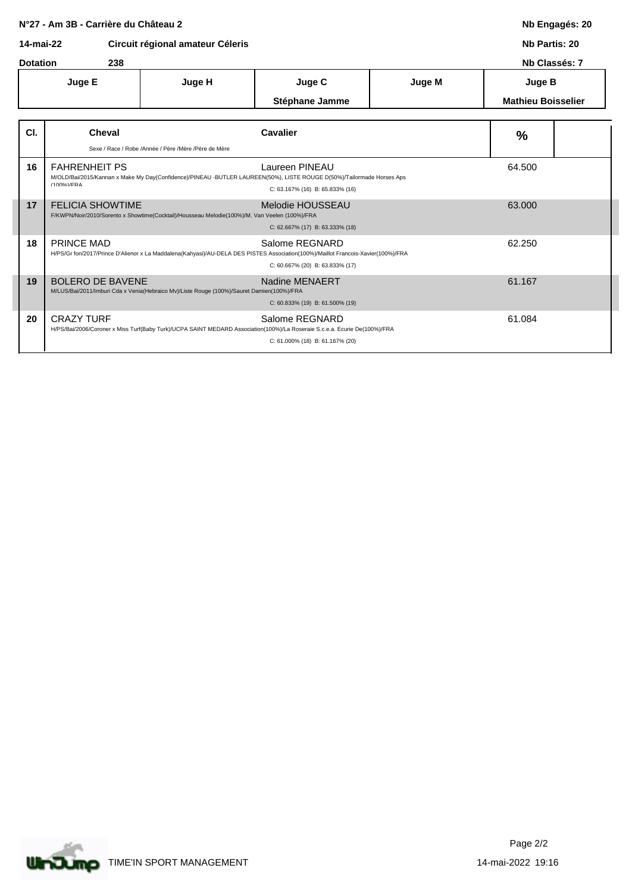**N°27 - Am 3B - Carrière du Château 2** — **Nb Engagés: 20**

**14-mai-22** — **Circuit régional amateur Céleris** — **Nb Partis: 20**

**Dotation 238** — **Nb Classés: 7**

| Juge E | Juge H | Juge C | Juge M | Juge B |
|---|---|---|---|---|
| | | Stéphane Jamme | | Mathieu Boisselier |

| Cl. | Cheval<br>Sexe / Race / Robe /Année / Père /Mère /Père de Mère | Cavalier | % | |
|---|---|---|---|---|
| 16 | FAHRENHEIT PS<br>M/OLD/Bai/2015/Kannan x Make My Day(Confidence)/PINEAU -BUTLER LAUREEN(50%), LISTE ROUGE D(50%)/Tailormade Horses Aps (100%)/FRA | Laureen PINEAU<br>C: 63.167% (16) B: 65.833% (16) | 64.500 | |
| 17 | FELICIA SHOWTIME<br>F/KWPN/Noir/2010/Sorento x Showtime(Cocktail)/Housseau Melodie(100%)/M. Van Veelen (100%)/FRA | Melodie HOUSSEAU<br>C: 62.667% (17) B: 63.333% (18) | 63.000 | |
| 18 | PRINCE MAD<br>H/PS/Gr fon/2017/Prince D'Alienor x La Maddalena(Kahyasi)/AU-DELA DES PISTES Association(100%)/Maillot Francois-Xavier(100%)/FRA | Salome REGNARD<br>C: 60.667% (20) B: 63.833% (17) | 62.250 | |
| 19 | BOLERO DE BAVENE<br>M/LUS/Bai/2011/Imburi Cda x Venia(Hebraico Mv)/Liste Rouge (100%)/Sauret Damien(100%)/FRA | Nadine MENAERT<br>C: 60.833% (19) B: 61.500% (19) | 61.167 | |
| 20 | CRAZY TURF<br>H/PS/Bai/2006/Coroner x Miss Turf(Baby Turk)/UCPA SAINT MEDARD Association(100%)/La Roseraie S.c.e.a. Ecurie De(100%)/FRA | Salome REGNARD<br>C: 61.000% (18) B: 61.167% (20) | 61.084 | |

TIME'IN SPORT MANAGEMENT — 14-mai-2022 19:16